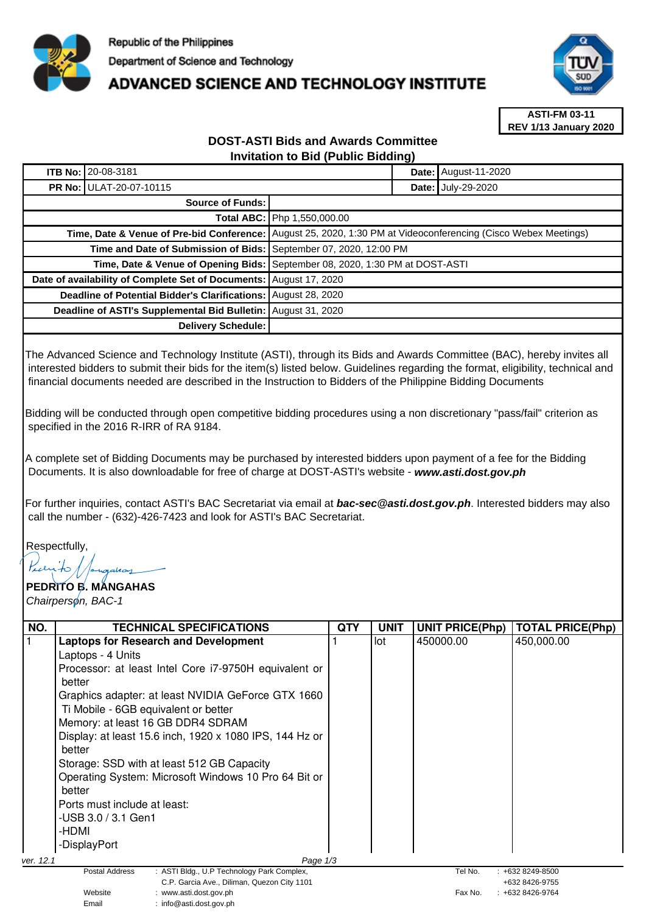Republic of the Philippines

Department of Science and Technology

# ADVANCED SCIENCE AND TECHNOLOGY INSTITUTE

**ASTI-FM 03-11**
**REV 1/13 January 2020**

## DOST-ASTI Bids and Awards Committee
## Invitation to Bid (Public Bidding)

| **ITB No:** | 20-08-3181 | **Date:** | August-11-2020 |
|---|---|---|---|
| **PR No:** | ULAT-20-07-10115 | **Date:** | July-29-2020 |

| | |
|---|---|
| **Source of Funds:** | |
| **Total ABC:** | Php 1,550,000.00 |
| **Time, Date & Venue of Pre-bid Conference:** | August 25, 2020, 1:30 PM at Videoconferencing (Cisco Webex Meetings) |
| **Time and Date of Submission of Bids:** | September 07, 2020, 12:00 PM |
| **Time, Date & Venue of Opening Bids:** | September 08, 2020, 1:30 PM at DOST-ASTI |
| **Date of availability of Complete Set of Documents:** | August 17, 2020 |
| **Deadline of Potential Bidder's Clarifications:** | August 28, 2020 |
| **Deadline of ASTI's Supplemental Bid Bulletin:** | August 31, 2020 |
| **Delivery Schedule:** | |

The Advanced Science and Technology Institute (ASTI), through its Bids and Awards Committee (BAC), hereby invites all interested bidders to submit their bids for the item(s) listed below. Guidelines regarding the format, eligibility, technical and financial documents needed are described in the Instruction to Bidders of the Philippine Bidding Documents

Bidding will be conducted through open competitive bidding procedures using a non discretionary "pass/fail" criterion as specified in the 2016 R-IRR of RA 9184.

A complete set of Bidding Documents may be purchased by interested bidders upon payment of a fee for the Bidding Documents. It is also downloadable for free of charge at DOST-ASTI's website - ***www.asti.dost.gov.ph***

For further inquiries, contact ASTI's BAC Secretariat via email at ***bac-sec@asti.dost.gov.ph***. Interested bidders may also call the number - (632)-426-7423 and look for ASTI's BAC Secretariat.

Respectfully,

**PEDRITO B. MANGAHAS**
*Chairperson, BAC-1*

| NO. | TECHNICAL SPECIFICATIONS | QTY | UNIT | UNIT PRICE(Php) | TOTAL PRICE(Php) |
|---|---|---|---|---|---|
| 1 | **Laptops for Research and Development**<br>Laptops - 4 Units<br>Processor: at least Intel Core i7-9750H equivalent or better<br>Graphics adapter: at least NVIDIA GeForce GTX 1660 Ti Mobile - 6GB equivalent or better<br>Memory: at least 16 GB DDR4 SDRAM<br>Display: at least 15.6 inch, 1920 x 1080 IPS, 144 Hz or better<br>Storage: SSD with at least 512 GB Capacity<br>Operating System: Microsoft Windows 10 Pro 64 Bit or better<br>Ports must include at least:<br>-USB 3.0 / 3.1 Gen1<br>-HDMI<br>-DisplayPort | 1 | lot | 450000.00 | 450,000.00 |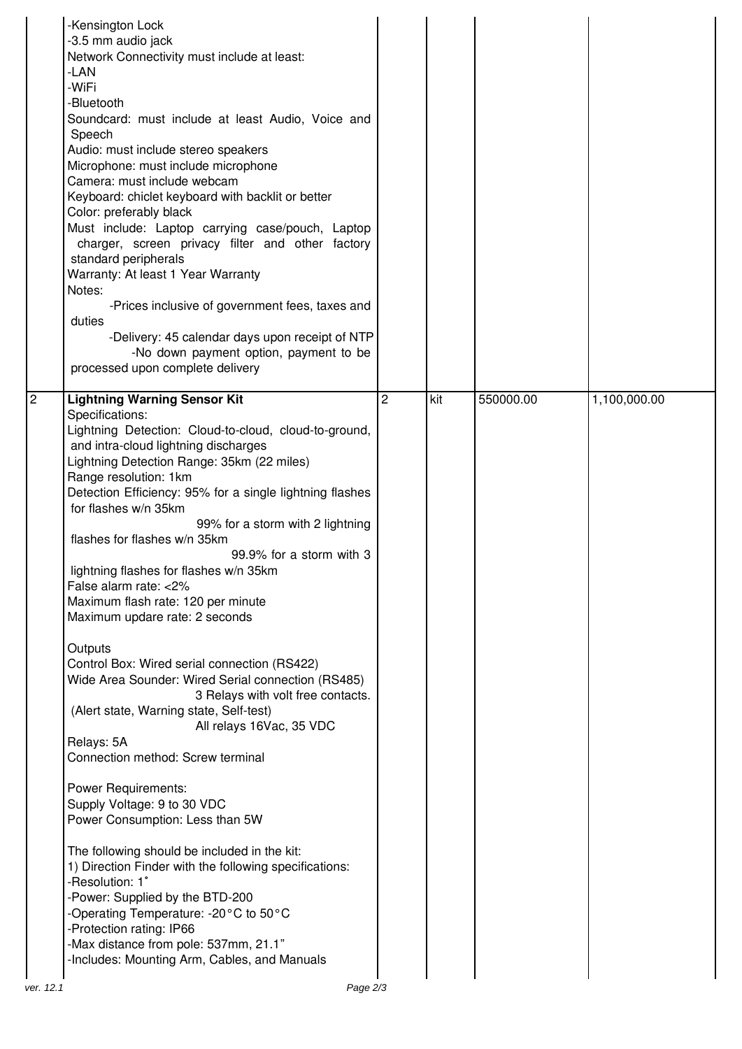| | | | | | |
|---|---|---|---|---|---|
| | -Kensington Lock<br>-3.5 mm audio jack<br>Network Connectivity must include at least:<br>-LAN<br>-WiFi<br>-Bluetooth<br>Soundcard: must include at least Audio, Voice and Speech<br>Audio: must include stereo speakers<br>Microphone: must include microphone<br>Camera: must include webcam<br>Keyboard: chiclet keyboard with backlit or better<br>Color: preferably black<br>Must include: Laptop carrying case/pouch, Laptop charger, screen privacy filter and other factory standard peripherals<br>Warranty: At least 1 Year Warranty<br>Notes:<br>-Prices inclusive of government fees, taxes and duties<br>-Delivery: 45 calendar days upon receipt of NTP<br>-No down payment option, payment to be processed upon complete delivery | | | | |
| 2 | **Lightning Warning Sensor Kit**<br>Specifications:<br>Lightning Detection: Cloud-to-cloud, cloud-to-ground, and intra-cloud lightning discharges<br>Lightning Detection Range: 35km (22 miles)<br>Range resolution: 1km<br>Detection Efficiency: 95% for a single lightning flashes for flashes w/n 35km<br>99% for a storm with 2 lightning flashes for flashes w/n 35km<br>99.9% for a storm with 3 lightning flashes for flashes w/n 35km<br>False alarm rate: <2%<br>Maximum flash rate: 120 per minute<br>Maximum updare rate: 2 seconds<br><br>Outputs<br>Control Box: Wired serial connection (RS422)<br>Wide Area Sounder: Wired Serial connection (RS485)<br>3 Relays with volt free contacts. (Alert state, Warning state, Self-test)<br>All relays 16Vac, 35 VDC<br>Relays: 5A<br>Connection method: Screw terminal<br><br>Power Requirements:<br>Supply Voltage: 9 to 30 VDC<br>Power Consumption: Less than 5W<br><br>The following should be included in the kit:<br>1) Direction Finder with the following specifications:<br>-Resolution: 1˚<br>-Power: Supplied by the BTD-200<br>-Operating Temperature: -20°C to 50°C<br>-Protection rating: IP66<br>-Max distance from pole: 537mm, 21.1"<br>-Includes: Mounting Arm, Cables, and Manuals | 2 | kit | 550000.00 | 1,100,000.00 |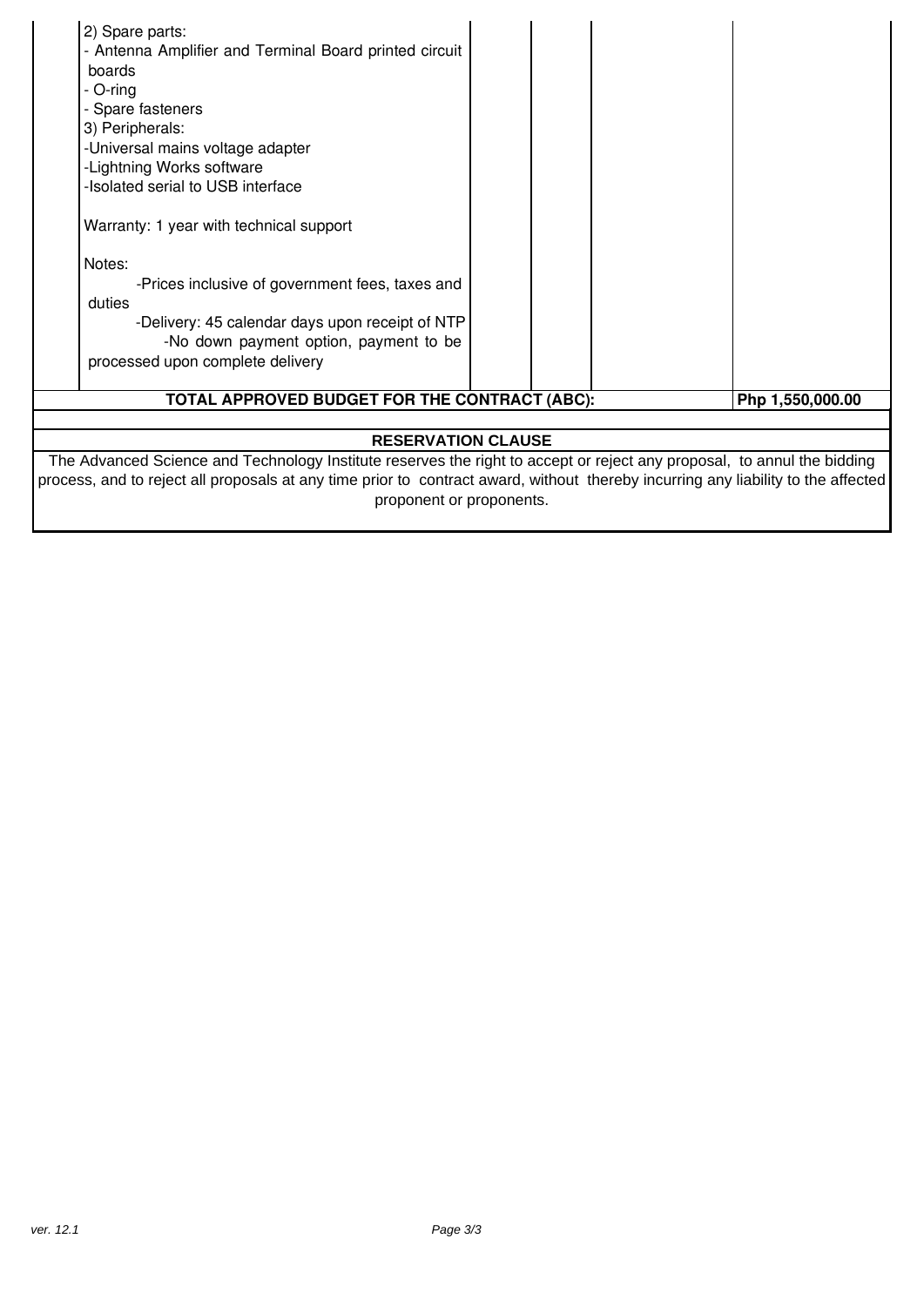| | | | | | |
|---|---|---|---|---|---|
| | 2) Spare parts:<br>- Antenna Amplifier and Terminal Board printed circuit boards<br>- O-ring<br>- Spare fasteners<br>3) Peripherals:<br>-Universal mains voltage adapter<br>-Lightning Works software<br>-Isolated serial to USB interface<br><br>Warranty: 1 year with technical support<br><br>Notes:<br>-Prices inclusive of government fees, taxes and duties<br>-Delivery: 45 calendar days upon receipt of NTP<br>-No down payment option, payment to be processed upon complete delivery | | | | |
| **TOTAL APPROVED BUDGET FOR THE CONTRACT (ABC):** | | | | | **Php 1,550,000.00** |

**RESERVATION CLAUSE**

The Advanced Science and Technology Institute reserves the right to accept or reject any proposal, to annul the bidding process, and to reject all proposals at any time prior to contract award, without thereby incurring any liability to the affected proponent or proponents.

*ver. 12.1*